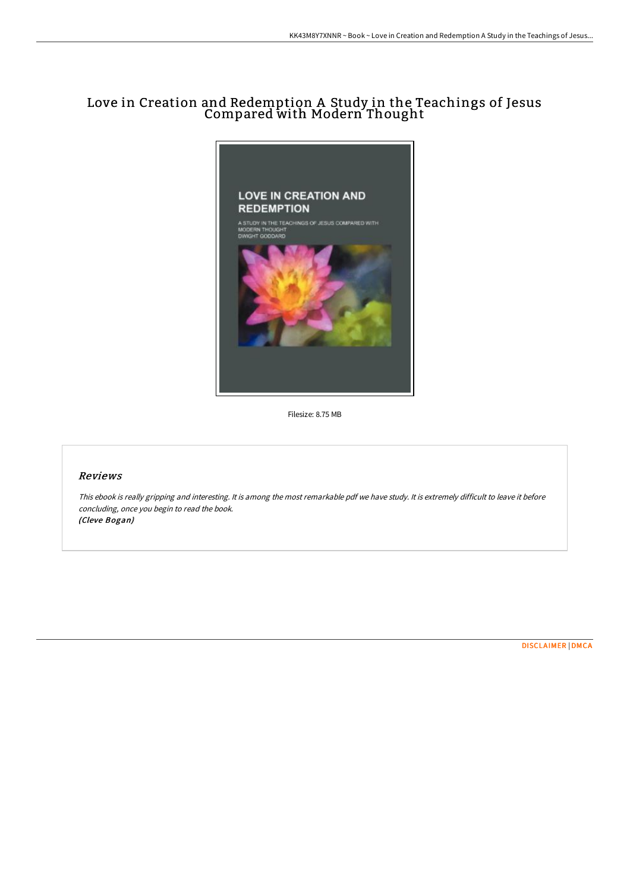# Love in Creation and Redemption A Study in the Teachings of Jesus Compared with Modern Thought

Filesize: 8.75 MB

## *Reviews*

*This ebook is really gripping and interesting. It is among the most remarkable pdf we have study. It is extremely difficult to leave it before concluding, once you begin to read the book.*
***(Cleve Bogan)***

DISCLAIMER | DMCA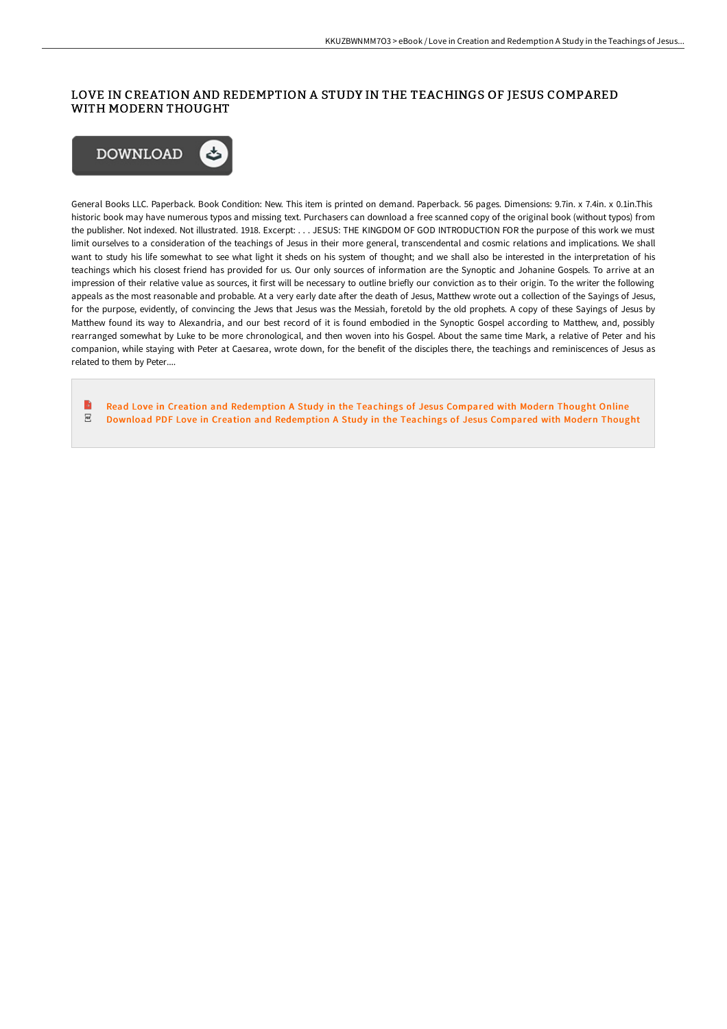## LOVE IN CREATION AND REDEMPTION A STUDY IN THE TEACHINGS OF JESUS COMPARED WITH MODERN THOUGHT

DOWNLOAD

General Books LLC. Paperback. Book Condition: New. This item is printed on demand. Paperback. 56 pages. Dimensions: 9.7in. x 7.4in. x 0.1in.This historic book may have numerous typos and missing text. Purchasers can download a free scanned copy of the original book (without typos) from the publisher. Not indexed. Not illustrated. 1918. Excerpt: . . . JESUS: THE KINGDOM OF GOD INTRODUCTION FOR the purpose of this work we must limit ourselves to a consideration of the teachings of Jesus in their more general, transcendental and cosmic relations and implications. We shall want to study his life somewhat to see what light it sheds on his system of thought; and we shall also be interested in the interpretation of his teachings which his closest friend has provided for us. Our only sources of information are the Synoptic and Johanine Gospels. To arrive at an impression of their relative value as sources, it first will be necessary to outline briefly our conviction as to their origin. To the writer the following appeals as the most reasonable and probable. At a very early date after the death of Jesus, Matthew wrote out a collection of the Sayings of Jesus, for the purpose, evidently, of convincing the Jews that Jesus was the Messiah, foretold by the old prophets. A copy of these Sayings of Jesus by Matthew found its way to Alexandria, and our best record of it is found embodied in the Synoptic Gospel according to Matthew, and, possibly rearranged somewhat by Luke to be more chronological, and then woven into his Gospel. About the same time Mark, a relative of Peter and his companion, while staying with Peter at Caesarea, wrote down, for the benefit of the disciples there, the teachings and reminiscences of Jesus as related to them by Peter....

Read Love in Creation and Redemption A Study in the Teachings of Jesus Compared with Modern Thought Online

Download PDF Love in Creation and Redemption A Study in the Teachings of Jesus Compared with Modern Thought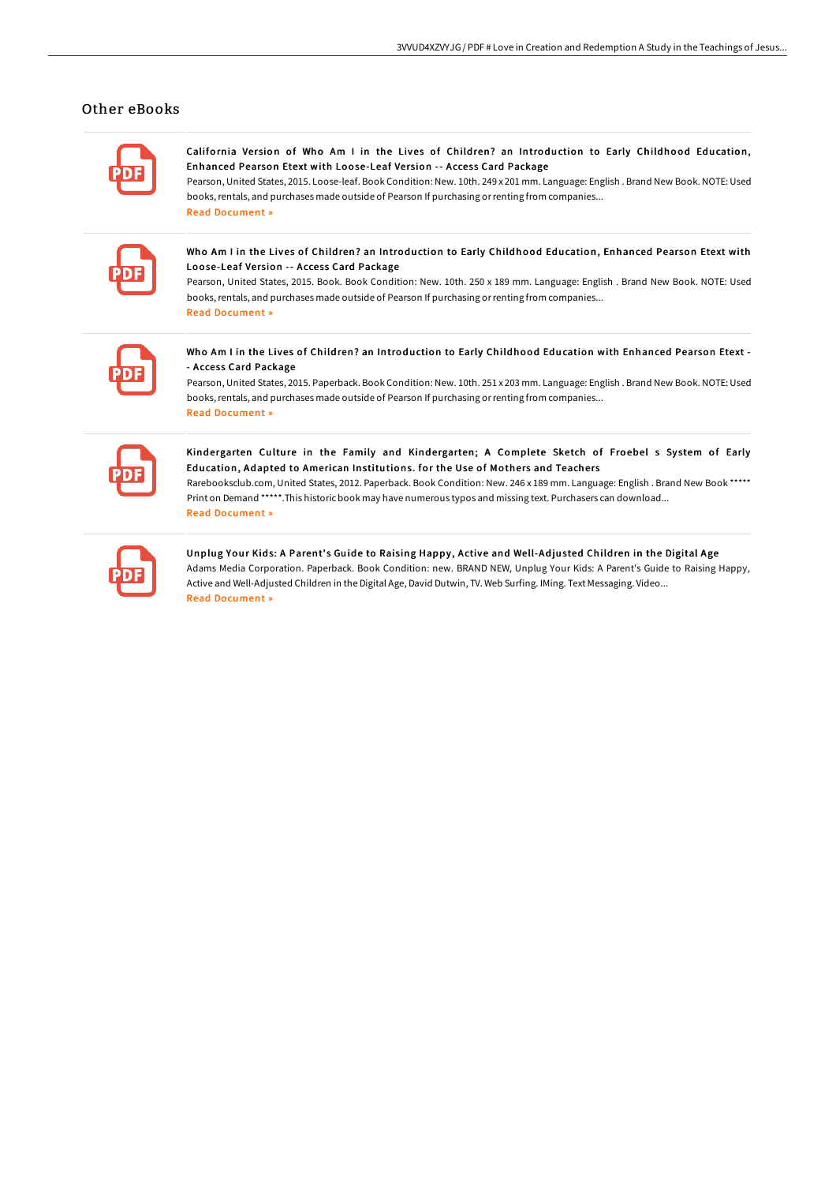## Other eBooks

**California Version of Who Am I in the Lives of Children? an Introduction to Early Childhood Education, Enhanced Pearson Etext with Loose-Leaf Version -- Access Card Package**

Pearson, United States, 2015. Loose-leaf. Book Condition: New. 10th. 249 x 201 mm. Language: English . Brand New Book. NOTE: Used books, rentals, and purchases made outside of Pearson If purchasing or renting from companies...

Read Document »

**Who Am I in the Lives of Children? an Introduction to Early Childhood Education, Enhanced Pearson Etext with Loose-Leaf Version -- Access Card Package**

Pearson, United States, 2015. Book. Book Condition: New. 10th. 250 x 189 mm. Language: English . Brand New Book. NOTE: Used books, rentals, and purchases made outside of Pearson If purchasing or renting from companies...

Read Document »

**Who Am I in the Lives of Children? an Introduction to Early Childhood Education with Enhanced Pearson Etext -- Access Card Package**

Pearson, United States, 2015. Paperback. Book Condition: New. 10th. 251 x 203 mm. Language: English . Brand New Book. NOTE: Used books, rentals, and purchases made outside of Pearson If purchasing or renting from companies...

Read Document »

**Kindergarten Culture in the Family and Kindergarten; A Complete Sketch of Froebel s System of Early Education, Adapted to American Institutions. for the Use of Mothers and Teachers**

Rarebooksclub.com, United States, 2012. Paperback. Book Condition: New. 246 x 189 mm. Language: English . Brand New Book ***** Print on Demand *****.This historic book may have numerous typos and missing text. Purchasers can download...

Read Document »

**Unplug Your Kids: A Parent's Guide to Raising Happy, Active and Well-Adjusted Children in the Digital Age**

Adams Media Corporation. Paperback. Book Condition: new. BRAND NEW, Unplug Your Kids: A Parent's Guide to Raising Happy, Active and Well-Adjusted Children in the Digital Age, David Dutwin, TV. Web Surfing. IMing. Text Messaging. Video...

Read Document »